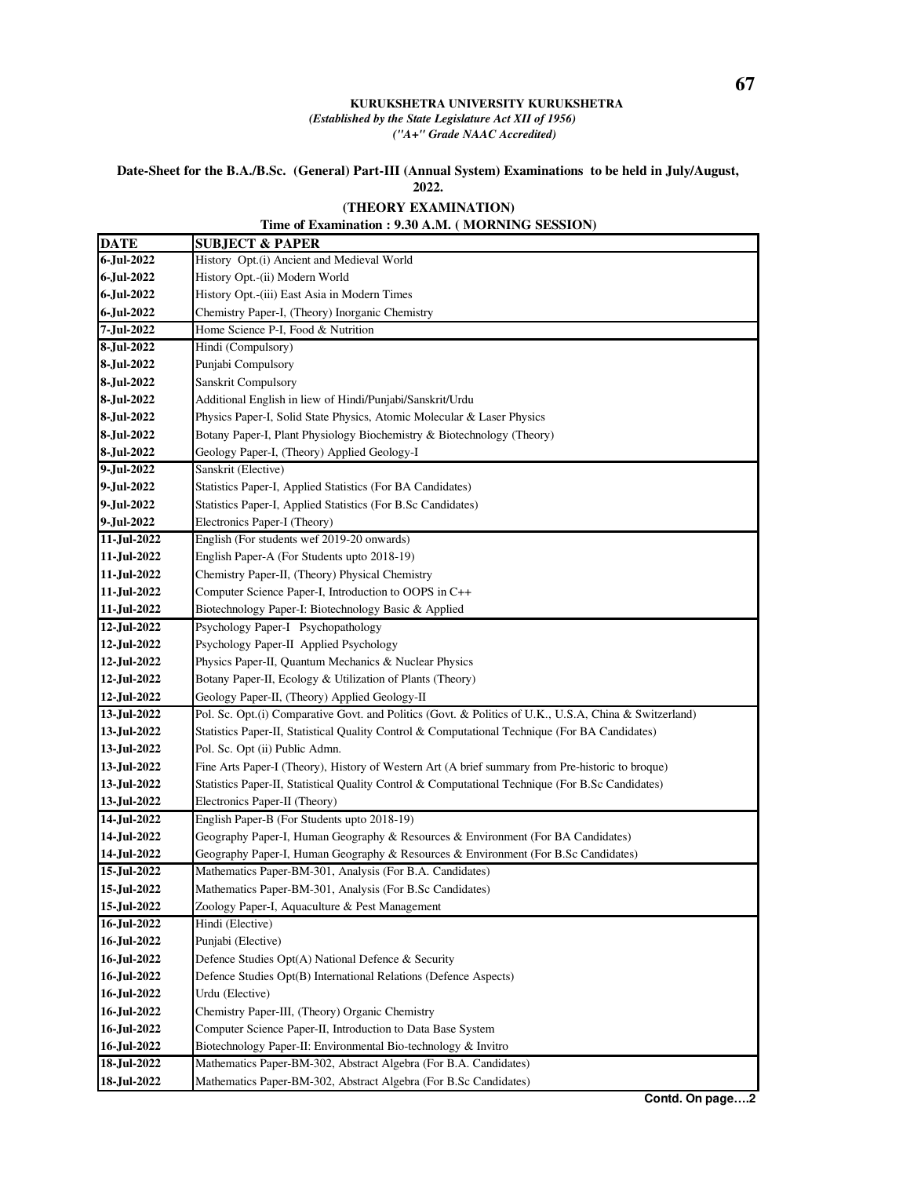**KURUKSHETRA UNIVERSITY KURUKSHETRA**

*(Established by the State Legislature Act XII of 1956)*

*("A+" Grade NAAC Accredited)*

**Date-Sheet for the B.A./B.Sc. (General) Part-III (Annual System) Examinations to be held in July/August, 2022.**

**(THEORY EXAMINATION)**

**Time of Examination : 9.30 A.M. ( MORNING SESSION)**

| DATE | SUBJECT & PAPER |
|---|---|
| 6-Jul-2022 | History Opt.(i) Ancient and Medieval World |
| 6-Jul-2022 | History Opt.-(ii) Modern World |
| 6-Jul-2022 | History Opt.-(iii) East Asia in Modern Times |
| 6-Jul-2022 | Chemistry Paper-I, (Theory) Inorganic Chemistry |
| 7-Jul-2022 | Home Science P-I, Food & Nutrition |
| 8-Jul-2022 | Hindi (Compulsory) |
| 8-Jul-2022 | Punjabi Compulsory |
| 8-Jul-2022 | Sanskrit Compulsory |
| 8-Jul-2022 | Additional English in liew of Hindi/Punjabi/Sanskrit/Urdu |
| 8-Jul-2022 | Physics Paper-I, Solid State Physics, Atomic Molecular & Laser Physics |
| 8-Jul-2022 | Botany Paper-I, Plant Physiology Biochemistry & Biotechnology (Theory) |
| 8-Jul-2022 | Geology Paper-I, (Theory) Applied Geology-I |
| 9-Jul-2022 | Sanskrit (Elective) |
| 9-Jul-2022 | Statistics Paper-I, Applied Statistics (For BA Candidates) |
| 9-Jul-2022 | Statistics Paper-I, Applied Statistics (For B.Sc Candidates) |
| 9-Jul-2022 | Electronics Paper-I (Theory) |
| 11-Jul-2022 | English (For students wef 2019-20 onwards) |
| 11-Jul-2022 | English Paper-A (For Students upto 2018-19) |
| 11-Jul-2022 | Chemistry Paper-II, (Theory) Physical Chemistry |
| 11-Jul-2022 | Computer Science Paper-I, Introduction to OOPS in C++ |
| 11-Jul-2022 | Biotechnology Paper-I: Biotechnology Basic & Applied |
| 12-Jul-2022 | Psychology Paper-I Psychopathology |
| 12-Jul-2022 | Psychology Paper-II Applied Psychology |
| 12-Jul-2022 | Physics Paper-II, Quantum Mechanics & Nuclear Physics |
| 12-Jul-2022 | Botany Paper-II, Ecology & Utilization of Plants (Theory) |
| 12-Jul-2022 | Geology Paper-II, (Theory) Applied Geology-II |
| 13-Jul-2022 | Pol. Sc. Opt.(i) Comparative Govt. and Politics (Govt. & Politics of U.K., U.S.A, China & Switzerland) |
| 13-Jul-2022 | Statistics Paper-II, Statistical Quality Control & Computational Technique (For BA Candidates) |
| 13-Jul-2022 | Pol. Sc. Opt (ii) Public Admn. |
| 13-Jul-2022 | Fine Arts Paper-I (Theory), History of Western Art (A brief summary from Pre-historic to broque) |
| 13-Jul-2022 | Statistics Paper-II, Statistical Quality Control & Computational Technique (For B.Sc Candidates) |
| 13-Jul-2022 | Electronics Paper-II (Theory) |
| 14-Jul-2022 | English Paper-B (For Students upto 2018-19) |
| 14-Jul-2022 | Geography Paper-I, Human Geography & Resources & Environment (For BA Candidates) |
| 14-Jul-2022 | Geography Paper-I, Human Geography & Resources & Environment (For B.Sc Candidates) |
| 15-Jul-2022 | Mathematics Paper-BM-301, Analysis (For B.A. Candidates) |
| 15-Jul-2022 | Mathematics Paper-BM-301, Analysis (For B.Sc Candidates) |
| 15-Jul-2022 | Zoology Paper-I, Aquaculture & Pest Management |
| 16-Jul-2022 | Hindi (Elective) |
| 16-Jul-2022 | Punjabi (Elective) |
| 16-Jul-2022 | Defence Studies Opt(A) National Defence & Security |
| 16-Jul-2022 | Defence Studies Opt(B) International Relations (Defence Aspects) |
| 16-Jul-2022 | Urdu (Elective) |
| 16-Jul-2022 | Chemistry Paper-III, (Theory) Organic Chemistry |
| 16-Jul-2022 | Computer Science Paper-II, Introduction to Data Base System |
| 16-Jul-2022 | Biotechnology Paper-II: Environmental Bio-technology & Invitro |
| 18-Jul-2022 | Mathematics Paper-BM-302, Abstract Algebra (For B.A. Candidates) |
| 18-Jul-2022 | Mathematics Paper-BM-302, Abstract Algebra (For B.Sc Candidates) |

**Contd. On page….2**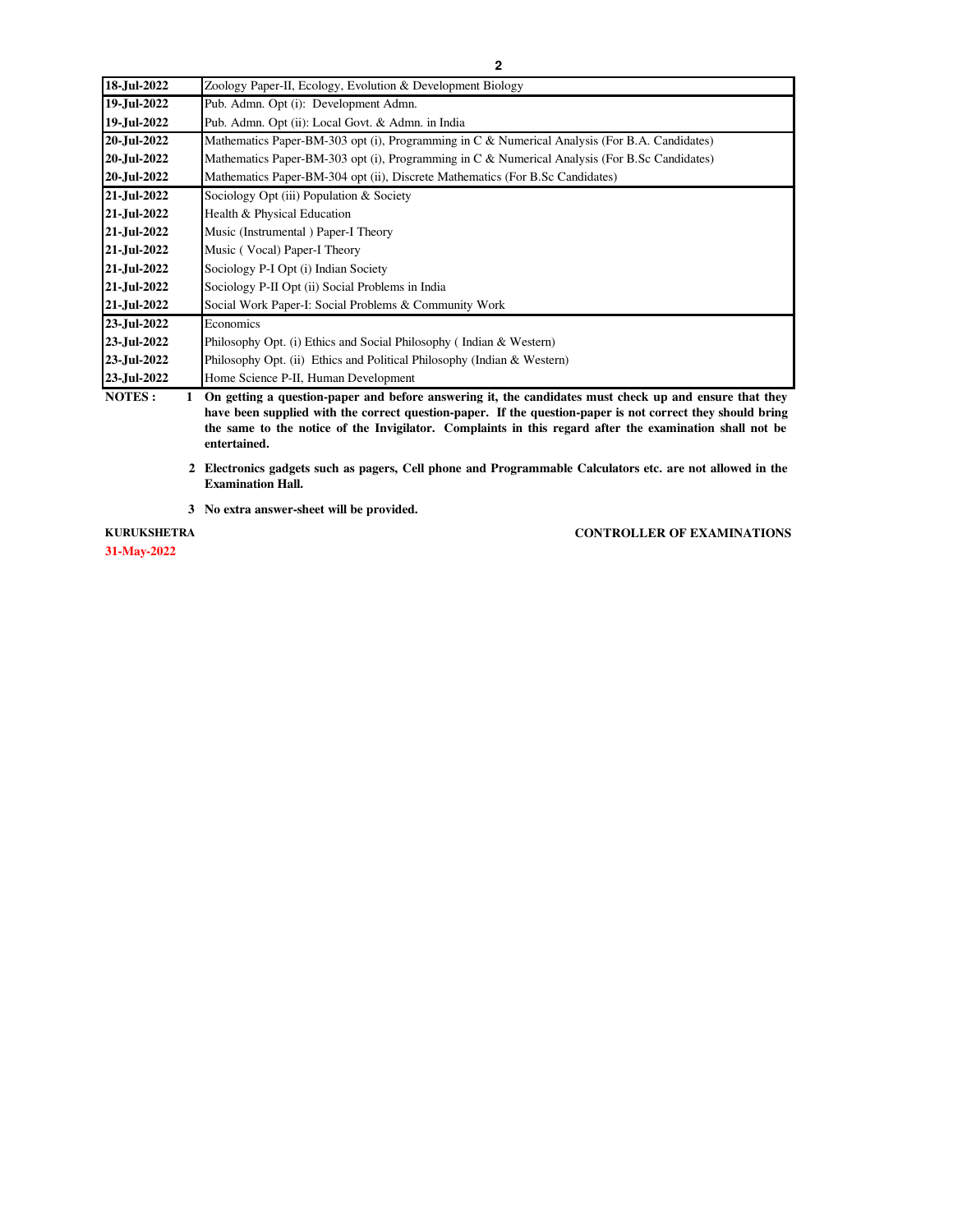| | |
|---|---|
| **18-Jul-2022** | Zoology Paper-II, Ecology, Evolution & Development Biology |
| **19-Jul-2022** | Pub. Admn. Opt (i): Development Admn. |
| **19-Jul-2022** | Pub. Admn. Opt (ii): Local Govt. & Admn. in India |
| **20-Jul-2022** | Mathematics Paper-BM-303 opt (i), Programming in C & Numerical Analysis (For B.A. Candidates) |
| **20-Jul-2022** | Mathematics Paper-BM-303 opt (i), Programming in C & Numerical Analysis (For B.Sc Candidates) |
| **20-Jul-2022** | Mathematics Paper-BM-304 opt (ii), Discrete Mathematics (For B.Sc Candidates) |
| **21-Jul-2022** | Sociology Opt (iii) Population & Society |
| **21-Jul-2022** | Health & Physical Education |
| **21-Jul-2022** | Music (Instrumental ) Paper-I Theory |
| **21-Jul-2022** | Music ( Vocal) Paper-I Theory |
| **21-Jul-2022** | Sociology P-I Opt (i) Indian Society |
| **21-Jul-2022** | Sociology P-II Opt (ii) Social Problems in India |
| **21-Jul-2022** | Social Work Paper-I: Social Problems & Community Work |
| **23-Jul-2022** | Economics |
| **23-Jul-2022** | Philosophy Opt. (i) Ethics and Social Philosophy ( Indian & Western) |
| **23-Jul-2022** | Philosophy Opt. (ii) Ethics and Political Philosophy (Indian & Western) |
| **23-Jul-2022** | Home Science P-II, Human Development |

**NOTES :**

1. **On getting a question-paper and before answering it, the candidates must check up and ensure that they have been supplied with the correct question-paper. If the question-paper is not correct they should bring the same to the notice of the Invigilator. Complaints in this regard after the examination shall not be entertained.**
2. **Electronics gadgets such as pagers, Cell phone and Programmable Calculators etc. are not allowed in the Examination Hall.**
3. **No extra answer-sheet will be provided.**

**KURUKSHETRA** | **CONTROLLER OF EXAMINATIONS**

**31-May-2022**